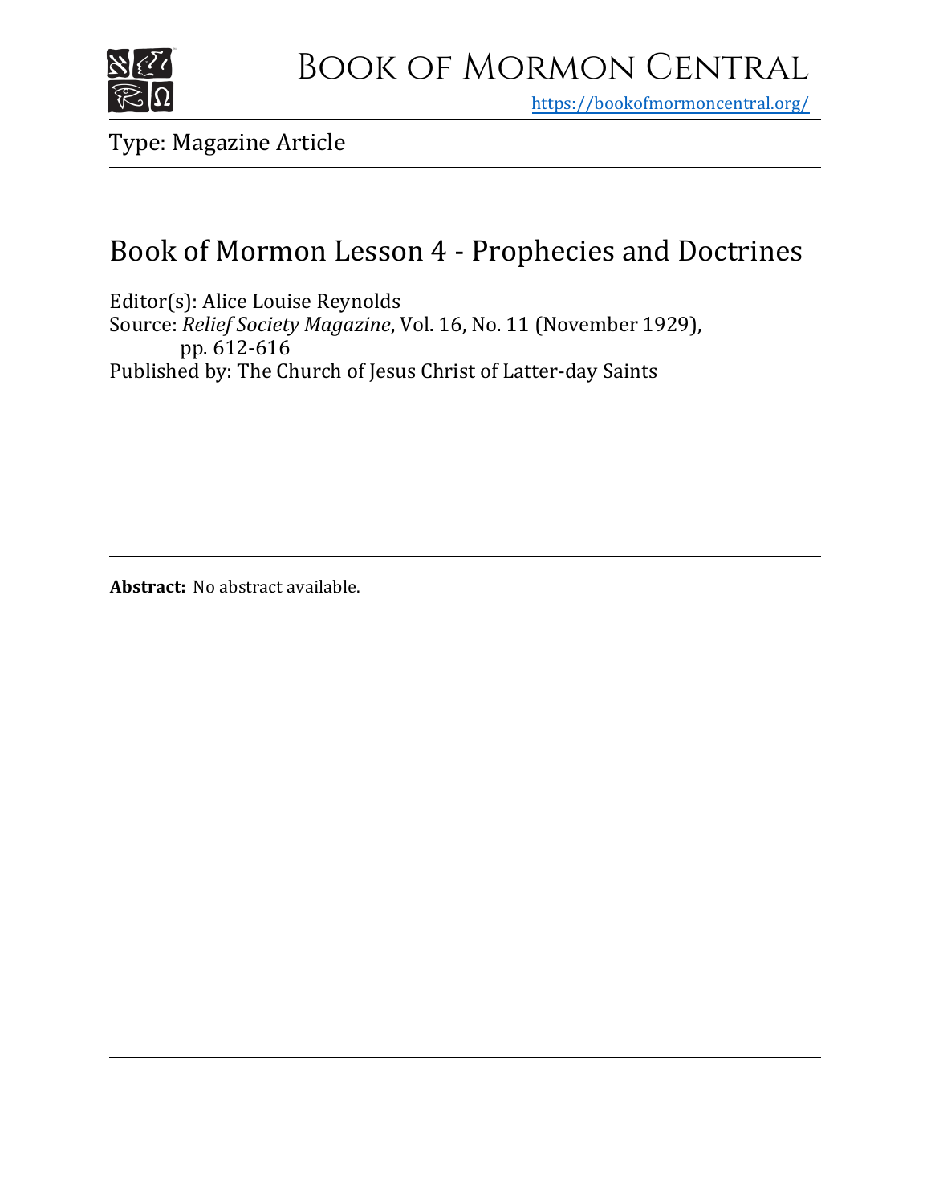# Book of Mormon Central

https://bookofmormoncentral.org/

Type: Magazine Article

## Book of Mormon Lesson 4 - Prophecies and Doctrines

Editor(s): Alice Louise Reynolds
Source: *Relief Society Magazine*, Vol. 16, No. 11 (November 1929), pp. 612-616
Published by: The Church of Jesus Christ of Latter-day Saints

**Abstract:** No abstract available.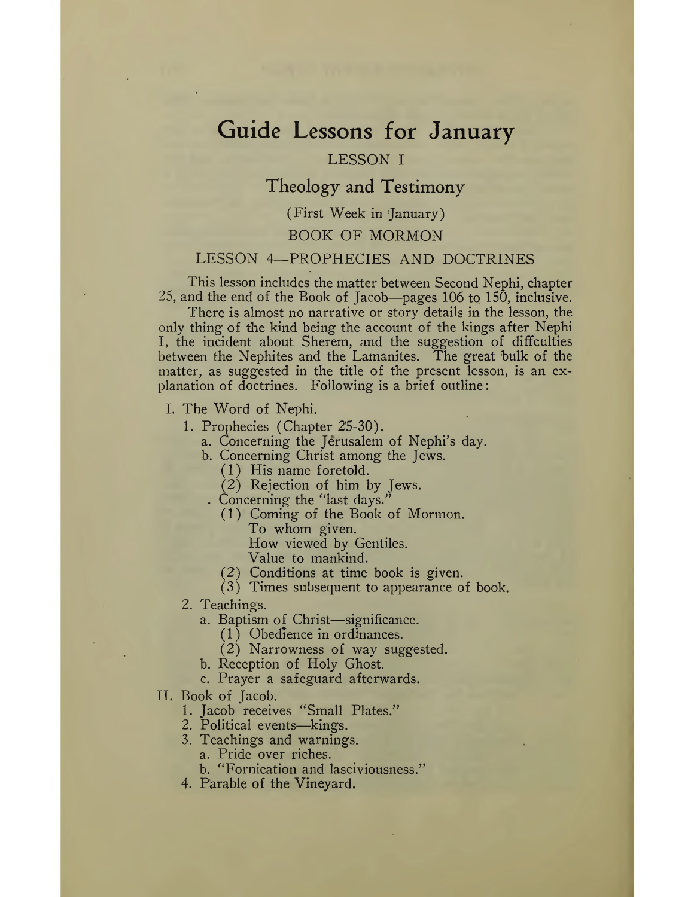# Guide Lessons for January

LESSON I

## Theology and Testimony

(First Week in January)

BOOK OF MORMON

### LESSON 4—PROPHECIES AND DOCTRINES

This lesson includes the matter between Second Nephi, chapter 25, and the end of the Book of Jacob—pages 106 to 150, inclusive.

There is almost no narrative or story details in the lesson, the only thing of the kind being the account of the kings after Nephi I, the incident about Sherem, and the suggestion of diffculties between the Nephites and the Lamanites. The great bulk of the matter, as suggested in the title of the present lesson, is an explanation of doctrines. Following is a brief outline:

I. The Word of Nephi.
  1. Prophecies (Chapter 25-30).
    a. Concerning the Jerusalem of Nephi's day.
    b. Concerning Christ among the Jews.
      (1) His name foretold.
      (2) Rejection of him by Jews.
    . Concerning the "last days."
      (1) Coming of the Book of Mormon.
        To whom given.
        How viewed by Gentiles.
        Value to mankind.
      (2) Conditions at time book is given.
      (3) Times subsequent to appearance of book.
  2. Teachings.
    a. Baptism of Christ—significance.
      (1) Obedience in ordinances.
      (2) Narrowness of way suggested.
    b. Reception of Holy Ghost.
    c. Prayer a safeguard afterwards.

II. Book of Jacob.
  1. Jacob receives "Small Plates."
  2. Political events—kings.
  3. Teachings and warnings.
    a. Pride over riches.
    b. "Fornication and lasciviousness."
  4. Parable of the Vineyard.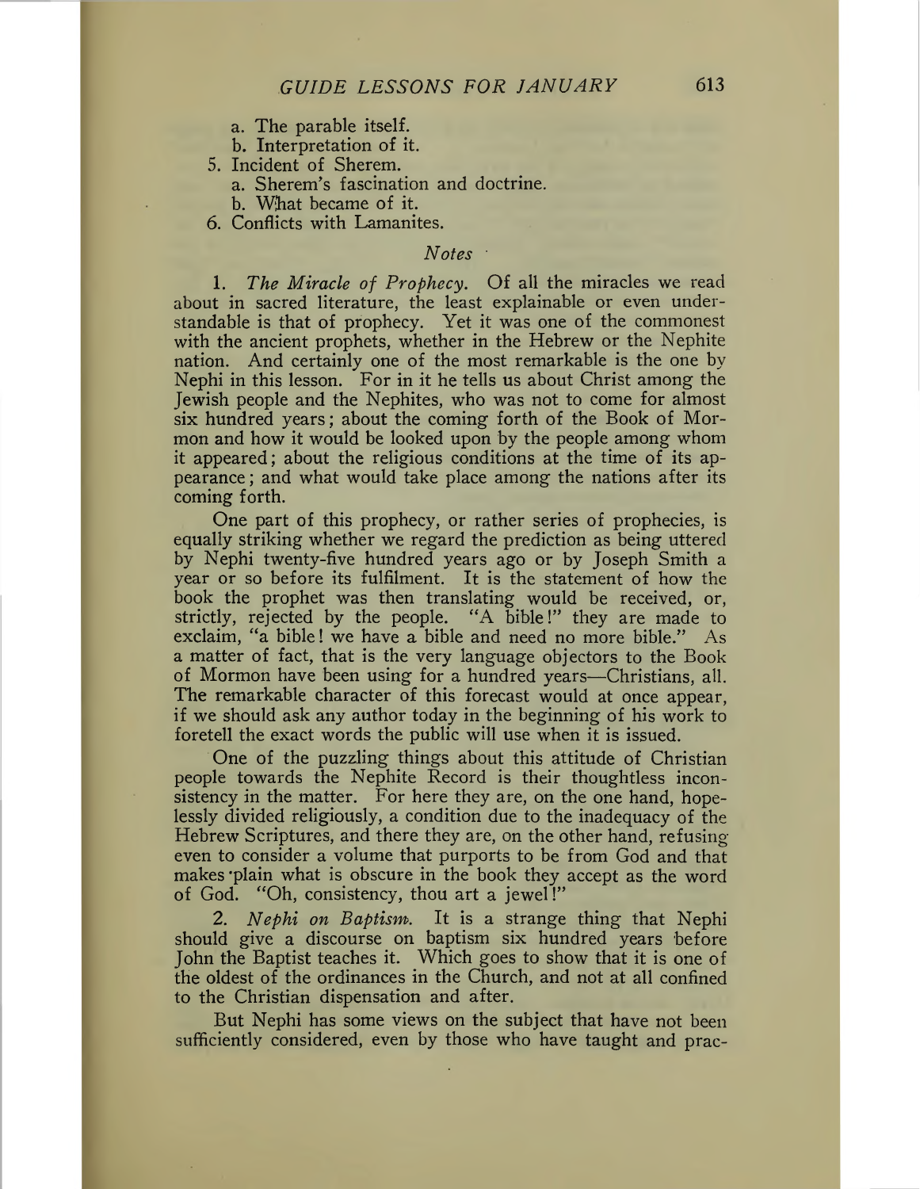a. The parable itself.
   b. Interpretation of it.
5. Incident of Sherem.
   a. Sherem's fascination and doctrine.
   b. What became of it.
6. Conflicts with Lamanites.

*Notes*

1. *The Miracle of Prophecy.* Of all the miracles we read about in sacred literature, the least explainable or even understandable is that of prophecy. Yet it was one of the commonest with the ancient prophets, whether in the Hebrew or the Nephite nation. And certainly one of the most remarkable is the one by Nephi in this lesson. For in it he tells us about Christ among the Jewish people and the Nephites, who was not to come for almost six hundred years; about the coming forth of the Book of Mormon and how it would be looked upon by the people among whom it appeared; about the religious conditions at the time of its appearance; and what would take place among the nations after its coming forth.

One part of this prophecy, or rather series of prophecies, is equally striking whether we regard the prediction as being uttered by Nephi twenty-five hundred years ago or by Joseph Smith a year or so before its fulfilment. It is the statement of how the book the prophet was then translating would be received, or, strictly, rejected by the people. "A bible!" they are made to exclaim, "a bible! we have a bible and need no more bible." As a matter of fact, that is the very language objectors to the Book of Mormon have been using for a hundred years—Christians, all. The remarkable character of this forecast would at once appear, if we should ask any author today in the beginning of his work to foretell the exact words the public will use when it is issued.

One of the puzzling things about this attitude of Christian people towards the Nephite Record is their thoughtless inconsistency in the matter. For here they are, on the one hand, hopelessly divided religiously, a condition due to the inadequacy of the Hebrew Scriptures, and there they are, on the other hand, refusing even to consider a volume that purports to be from God and that makes plain what is obscure in the book they accept as the word of God. "Oh, consistency, thou art a jewel!"

2. *Nephi on Baptism.* It is a strange thing that Nephi should give a discourse on baptism six hundred years before John the Baptist teaches it. Which goes to show that it is one of the oldest of the ordinances in the Church, and not at all confined to the Christian dispensation and after.

But Nephi has some views on the subject that have not been sufficiently considered, even by those who have taught and prac-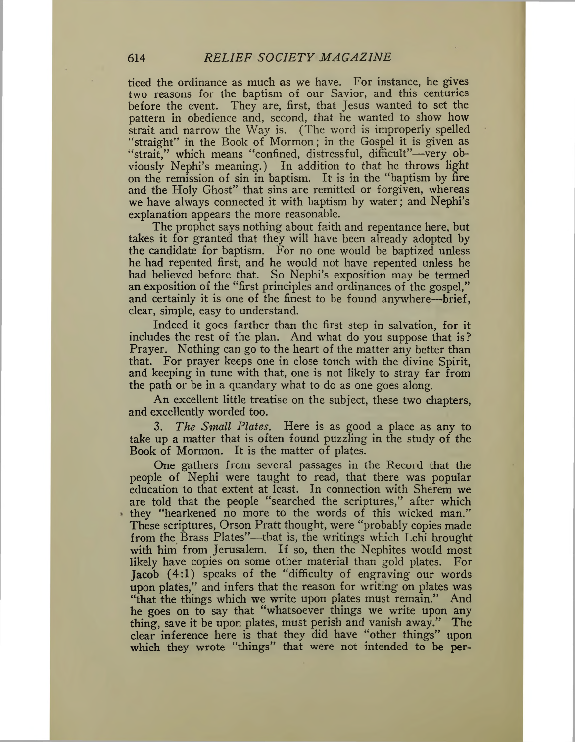ticed the ordinance as much as we have. For instance, he gives two reasons for the baptism of our Savior, and this centuries before the event. They are, first, that Jesus wanted to set the pattern in obedience and, second, that he wanted to show how strait and narrow the Way is. (The word is improperly spelled "straight" in the Book of Mormon; in the Gospel it is given as "strait," which means "confined, distressful, difficult"—very obviously Nephi's meaning.) In addition to that he throws light on the remission of sin in baptism. It is in the "baptism by fire and the Holy Ghost" that sins are remitted or forgiven, whereas we have always connected it with baptism by water; and Nephi's explanation appears the more reasonable.

The prophet says nothing about faith and repentance here, but takes it for granted that they will have been already adopted by the candidate for baptism. For no one would be baptized unless he had repented first, and he would not have repented unless he had believed before that. So Nephi's exposition may be termed an exposition of the "first principles and ordinances of the gospel," and certainly it is one of the finest to be found anywhere—brief, clear, simple, easy to understand.

Indeed it goes farther than the first step in salvation, for it includes the rest of the plan. And what do you suppose that is? Prayer. Nothing can go to the heart of the matter any better than that. For prayer keeps one in close touch with the divine Spirit, and keeping in tune with that, one is not likely to stray far from the path or be in a quandary what to do as one goes along.

An excellent little treatise on the subject, these two chapters, and excellently worded too.

3. *The Small Plates.* Here is as good a place as any to take up a matter that is often found puzzling in the study of the Book of Mormon. It is the matter of plates.

One gathers from several passages in the Record that the people of Nephi were taught to read, that there was popular education to that extent at least. In connection with Sherem we are told that the people "searched the scriptures," after which they "hearkened no more to the words of this wicked man." These scriptures, Orson Pratt thought, were "probably copies made from the Brass Plates"—that is, the writings which Lehi brought with him from Jerusalem. If so, then the Nephites would most likely have copies on some other material than gold plates. For Jacob (4:1) speaks of the "difficulty of engraving our words upon plates," and infers that the reason for writing on plates was "that the things which we write upon plates must remain." And he goes on to say that "whatsoever things we write upon any thing, save it be upon plates, must perish and vanish away." The clear inference here is that they did have "other things" upon which they wrote "things" that were not intended to be per-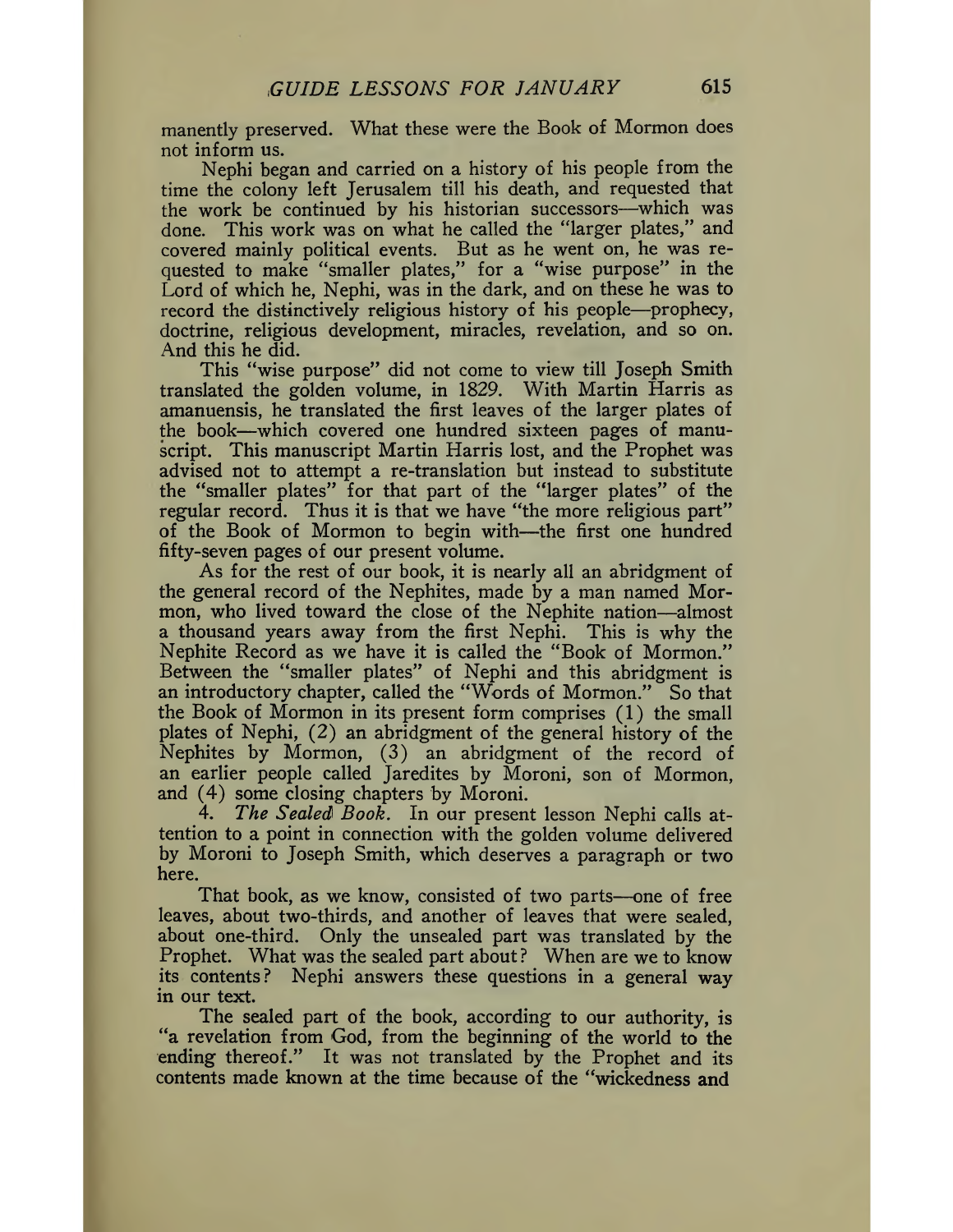manently preserved. What these were the Book of Mormon does not inform us.

Nephi began and carried on a history of his people from the time the colony left Jerusalem till his death, and requested that the work be continued by his historian successors—which was done. This work was on what he called the "larger plates," and covered mainly political events. But as he went on, he was requested to make "smaller plates," for a "wise purpose" in the Lord of which he, Nephi, was in the dark, and on these he was to record the distinctively religious history of his people—prophecy, doctrine, religious development, miracles, revelation, and so on. And this he did.

This "wise purpose" did not come to view till Joseph Smith translated the golden volume, in 1829. With Martin Harris as amanuensis, he translated the first leaves of the larger plates of the book—which covered one hundred sixteen pages of manuscript. This manuscript Martin Harris lost, and the Prophet was advised not to attempt a re-translation but instead to substitute the "smaller plates" for that part of the "larger plates" of the regular record. Thus it is that we have "the more religious part" of the Book of Mormon to begin with—the first one hundred fifty-seven pages of our present volume.

As for the rest of our book, it is nearly all an abridgment of the general record of the Nephites, made by a man named Mormon, who lived toward the close of the Nephite nation—almost a thousand years away from the first Nephi. This is why the Nephite Record as we have it is called the "Book of Mormon." Between the "smaller plates" of Nephi and this abridgment is an introductory chapter, called the "Words of Mormon." So that the Book of Mormon in its present form comprises (1) the small plates of Nephi, (2) an abridgment of the general history of the Nephites by Mormon, (3) an abridgment of the record of an earlier people called Jaredites by Moroni, son of Mormon, and (4) some closing chapters by Moroni.

4. *The Sealed Book.* In our present lesson Nephi calls attention to a point in connection with the golden volume delivered by Moroni to Joseph Smith, which deserves a paragraph or two here.

That book, as we know, consisted of two parts—one of free leaves, about two-thirds, and another of leaves that were sealed, about one-third. Only the unsealed part was translated by the Prophet. What was the sealed part about? When are we to know its contents? Nephi answers these questions in a general way in our text.

The sealed part of the book, according to our authority, is "a revelation from God, from the beginning of the world to the ending thereof." It was not translated by the Prophet and its contents made known at the time because of the "wickedness and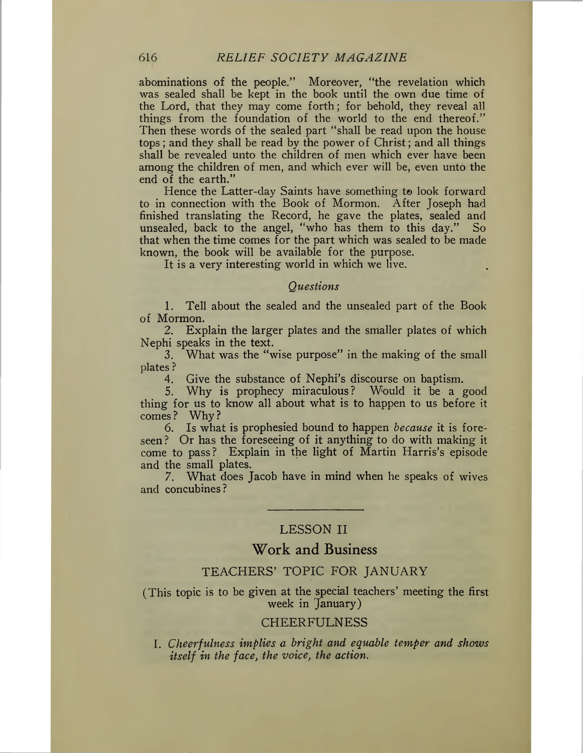abominations of the people." Moreover, "the revelation which was sealed shall be kept in the book until the own due time of the Lord, that they may come forth; for behold, they reveal all things from the foundation of the world to the end thereof." Then these words of the sealed part "shall be read upon the house tops; and they shall be read by the power of Christ; and all things shall be revealed unto the children of men which ever have been among the children of men, and which ever will be, even unto the end of the earth."

Hence the Latter-day Saints have something to look forward to in connection with the Book of Mormon. After Joseph had finished translating the Record, he gave the plates, sealed and unsealed, back to the angel, "who has them to this day." So that when the time comes for the part which was sealed to be made known, the book will be available for the purpose.

It is a very interesting world in which we live.

*Questions*

1. Tell about the sealed and the unsealed part of the Book of Mormon.
2. Explain the larger plates and the smaller plates of which Nephi speaks in the text.
3. What was the "wise purpose" in the making of the small plates?
4. Give the substance of Nephi's discourse on baptism.
5. Why is prophecy miraculous? Would it be a good thing for us to know all about what is to happen to us before it comes? Why?
6. Is what is prophesied bound to happen *because* it is foreseen? Or has the foreseeing of it anything to do with making it come to pass? Explain in the light of Martin Harris's episode and the small plates.
7. What does Jacob have in mind when he speaks of wives and concubines?

---

## LESSON II

## Work and Business

### TEACHERS' TOPIC FOR JANUARY

(This topic is to be given at the special teachers' meeting the first week in January)

### CHEERFULNESS

I. *Cheerfulness implies a bright and equable temper and shows itself in the face, the voice, the action.*